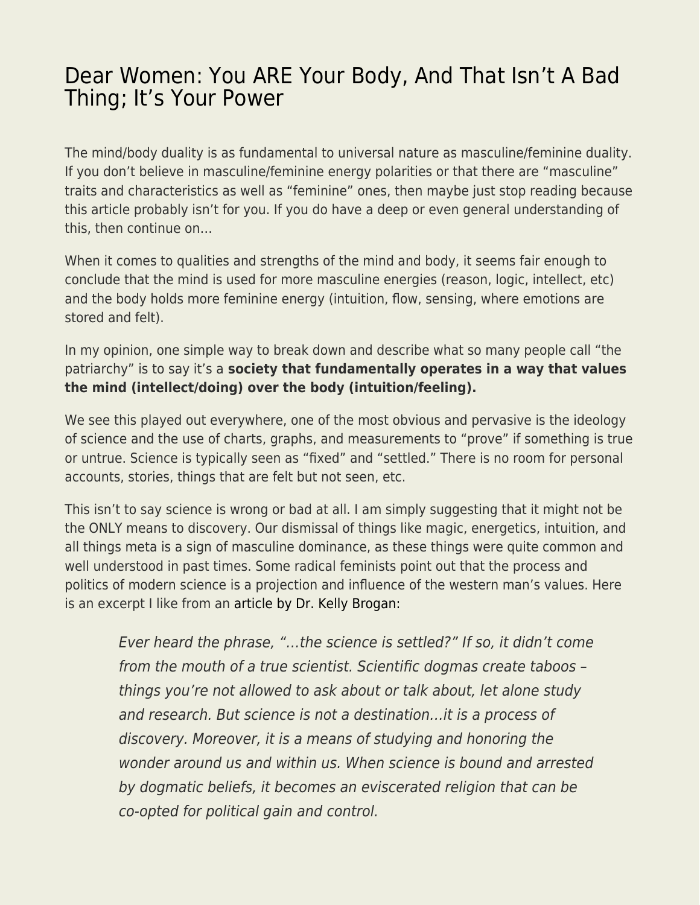# Dear Women: You ARE Your Body, And That Isn't A Bad Thing; It's Your Power

The mind/body duality is as fundamental to universal nature as masculine/feminine duality. If you don't believe in masculine/feminine energy polarities or that there are "masculine" traits and characteristics as well as "feminine" ones, then maybe just stop reading because this article probably isn't for you. If you do have a deep or even general understanding of this, then continue on…

When it comes to qualities and strengths of the mind and body, it seems fair enough to conclude that the mind is used for more masculine energies (reason, logic, intellect, etc) and the body holds more feminine energy (intuition, flow, sensing, where emotions are stored and felt).

In my opinion, one simple way to break down and describe what so many people call "the patriarchy" is to say it's a **society that fundamentally operates in a way that values the mind (intellect/doing) over the body (intuition/feeling).**

We see this played out everywhere, one of the most obvious and pervasive is the ideology of science and the use of charts, graphs, and measurements to "prove" if something is true or untrue. Science is typically seen as "fixed" and "settled." There is no room for personal accounts, stories, things that are felt but not seen, etc.

This isn't to say science is wrong or bad at all. I am simply suggesting that it might not be the ONLY means to discovery. Our dismissal of things like magic, energetics, intuition, and all things meta is a sign of masculine dominance, as these things were quite common and well understood in past times. Some radical feminists point out that the process and politics of modern science is a projection and influence of the western man's values. Here is an excerpt I like from an article by Dr. Kelly Brogan:

> *Ever heard the phrase, "…the science is settled?" If so, it didn't come from the mouth of a true scientist. Scientific dogmas create taboos – things you're not allowed to ask about or talk about, let alone study and research. But science is not a destination…it is a process of discovery. Moreover, it is a means of studying and honoring the wonder around us and within us. When science is bound and arrested by dogmatic beliefs, it becomes an eviscerated religion that can be co-opted for political gain and control.*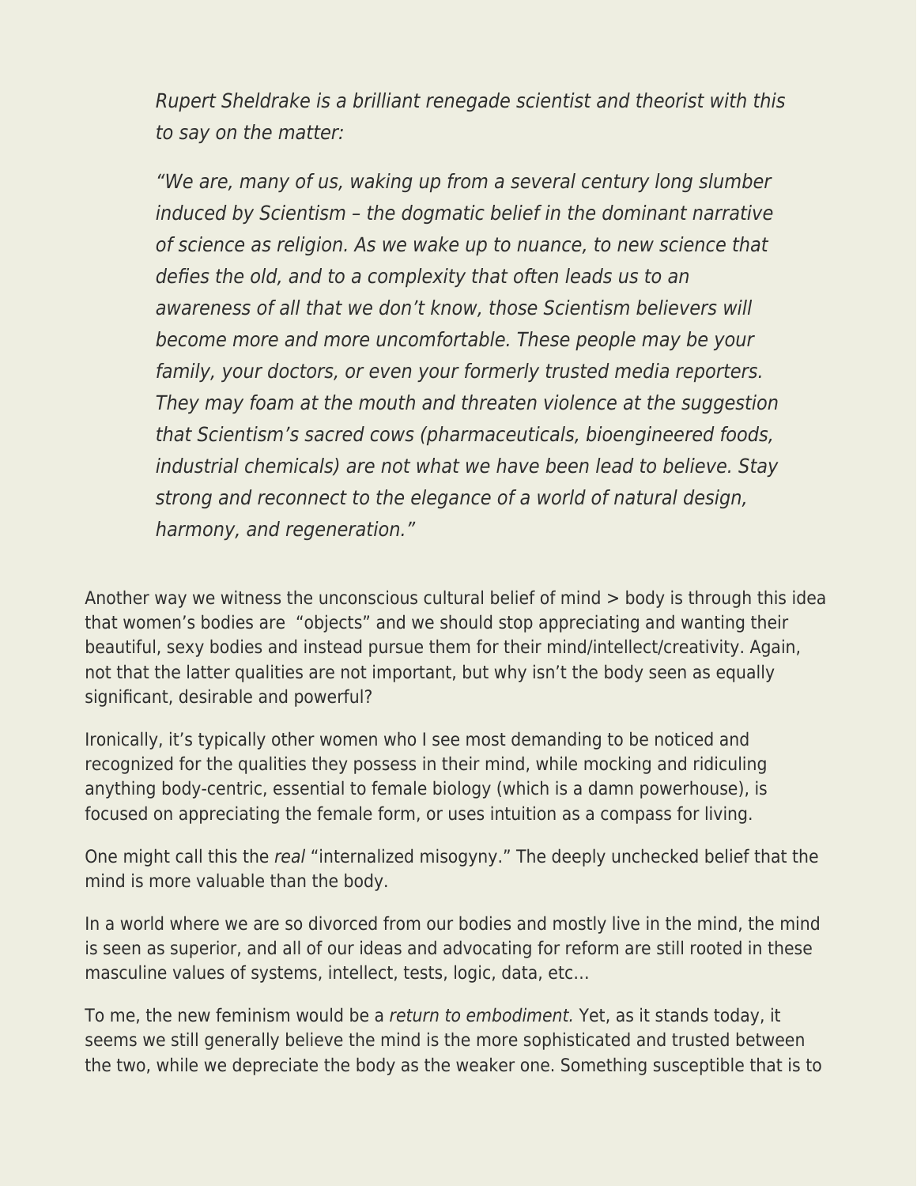> *Rupert Sheldrake is a brilliant renegade scientist and theorist with this to say on the matter:*
>
> *"We are, many of us, waking up from a several century long slumber induced by Scientism – the dogmatic belief in the dominant narrative of science as religion. As we wake up to nuance, to new science that defies the old, and to a complexity that often leads us to an awareness of all that we don't know, those Scientism believers will become more and more uncomfortable. These people may be your family, your doctors, or even your formerly trusted media reporters. They may foam at the mouth and threaten violence at the suggestion that Scientism's sacred cows (pharmaceuticals, bioengineered foods, industrial chemicals) are not what we have been lead to believe. Stay strong and reconnect to the elegance of a world of natural design, harmony, and regeneration."*

Another way we witness the unconscious cultural belief of mind > body is through this idea that women's bodies are "objects" and we should stop appreciating and wanting their beautiful, sexy bodies and instead pursue them for their mind/intellect/creativity. Again, not that the latter qualities are not important, but why isn't the body seen as equally significant, desirable and powerful?

Ironically, it's typically other women who I see most demanding to be noticed and recognized for the qualities they possess in their mind, while mocking and ridiculing anything body-centric, essential to female biology (which is a damn powerhouse), is focused on appreciating the female form, or uses intuition as a compass for living.

One might call this the *real* "internalized misogyny." The deeply unchecked belief that the mind is more valuable than the body.

In a world where we are so divorced from our bodies and mostly live in the mind, the mind is seen as superior, and all of our ideas and advocating for reform are still rooted in these masculine values of systems, intellect, tests, logic, data, etc…

To me, the new feminism would be a *return to embodiment.* Yet, as it stands today, it seems we still generally believe the mind is the more sophisticated and trusted between the two, while we depreciate the body as the weaker one. Something susceptible that is to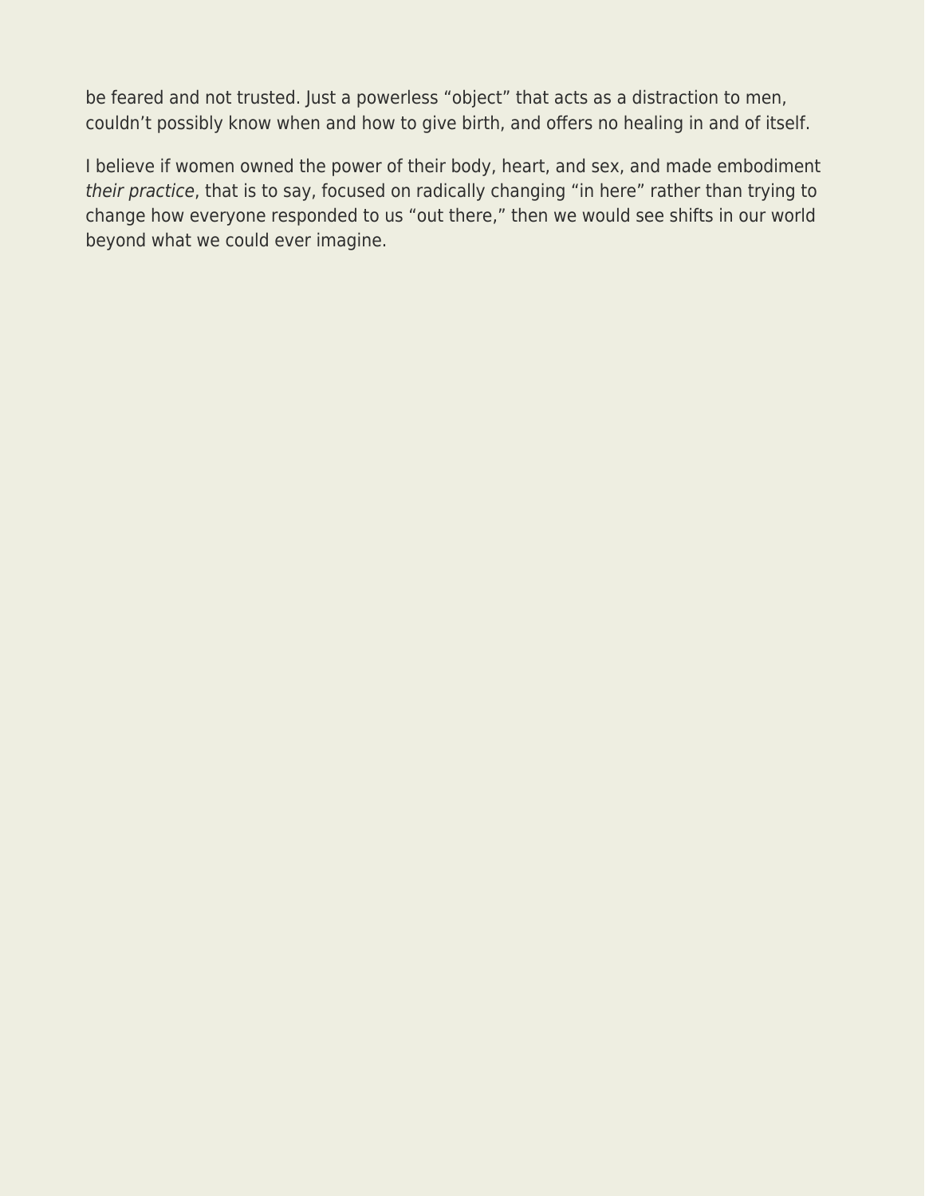be feared and not trusted. Just a powerless “object” that acts as a distraction to men, couldn’t possibly know when and how to give birth, and offers no healing in and of itself.

I believe if women owned the power of their body, heart, and sex, and made embodiment *their practice*, that is to say, focused on radically changing “in here” rather than trying to change how everyone responded to us “out there,” then we would see shifts in our world beyond what we could ever imagine.